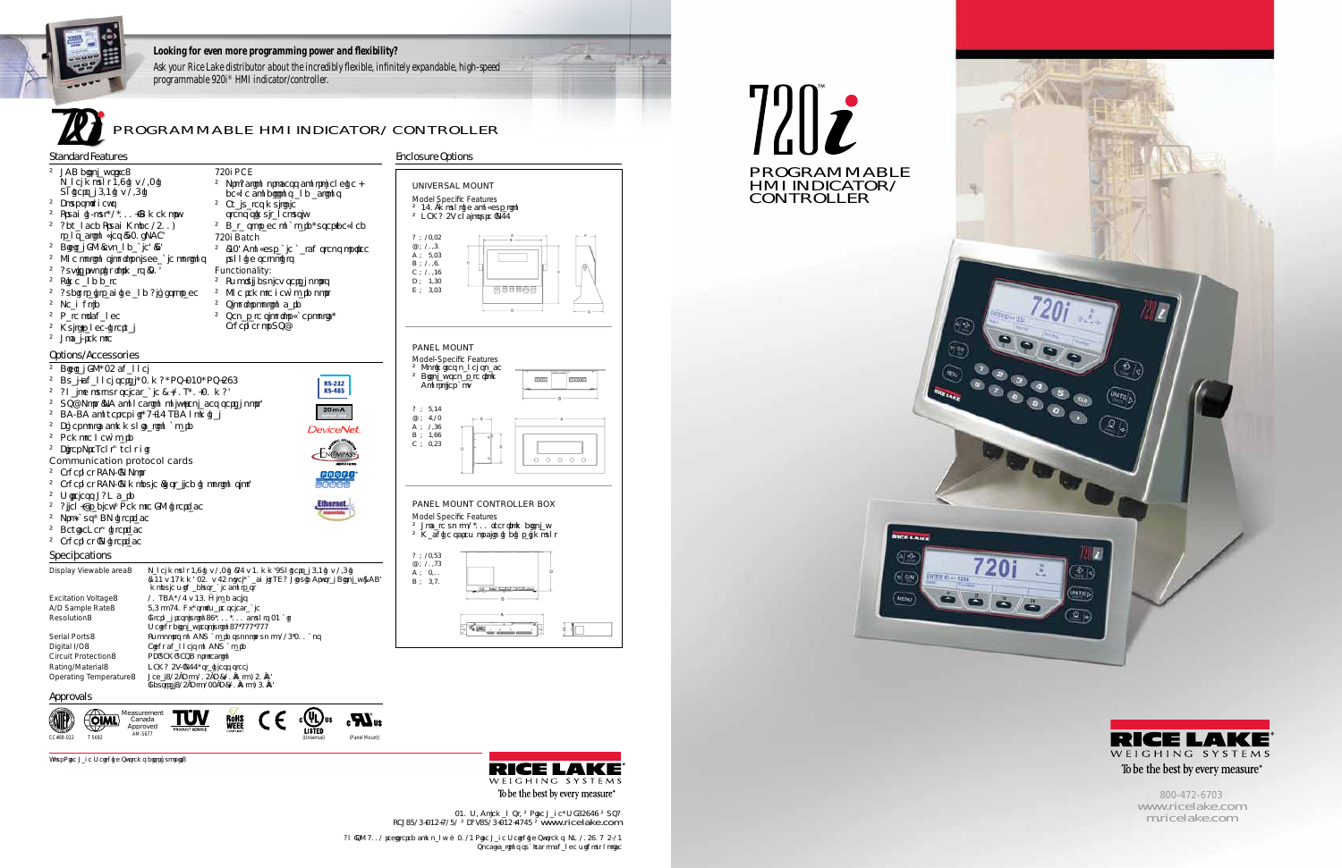**Looking for even more programming power and flexibility?**

*Ask your Rice Lake distributor about the incredibly flexible, infinitely expandable, high-speed programmable 920i® HMI indicator/controller.*

# 720i PROGRAMMABLE HMI INDICATOR/CONTROLLER

## Standard Features

- LCD display size:
  Panelmount 3.8 x 1.2 in
  Universal 5.3 x 1.5 in
- Four soft keys
- Truck in/out 1,000-ID memory
- Advanced Truck Mode (1000) transaction files (20 IDs)
- Digital I/O (expandable) (8)
- One option slot, expandable
- Auxiliary serial ports (2)
- Time and date
- Audit trail and calibration counter
- Peak hold
- Rate of change
- Multiple units
- Local/remote

**720i PCE**

- Process control with user-defined conditions and actions
- Evaluates multiple steps simultaneously

**720i Batch**

- Data storage of batch/user-defined setpoint configurations
- Configurable batch steps

**Functionality:**

- Two full duplex serial ports
- One remote keyboard port
- Slot for option card
- Separate slot for optional Ethernet/USB

## Options/Accessories

- Digital I/O, 24 channel
- Dual-channel serial, 20 mA, RS-232, RS-485
- Analog output cards (0-10 V, 4-20 mA)
- USB port
- DC-DC converter kit, 9-36 VDC input
- Fiber optic communication board
- Remote keypad
- Footswitch

Communication protocol cards

- Ethernet TCP/IP Port
- Ethernet TCP/IP module (internal option card)
- Wireless LAN card
- Allen-Bradley Remote I/O interface
- Profibus DP interface
- DeviceNet interface
- EtherNet/IP interface

## Specifications

| | |
|---|---|
| Display Viewable area: | Panelmount 3.8 x 1.2 in; Universal 5.3 x 1.5 in; 240 x 64 dot matrix |
| Excitation Voltage: | 10 VDC, 16 x 350 Ω load cells |
| A/D Sample Rate: | 7.5 to 960 Hz, software selectable |
| Resolution: | Internal: 8,000,000 counts; Weight display: 9,999,999 |
| Serial Ports: | Two on main CPU board; 300 to 115,200 bps |
| Digital I/O: | Eight on main CPU board |
| Circuit Protection: | RFI/EMI/ESD protection |
| Rating/Material: | NEMA 4X/IP66 stainless steel |
| Operating Temperature: | Legal: –10 to 40°C (14 to 104°F); Industrial: –10 to 50°C (14 to 122°F) |

## Approvals

CC#08-022 · TS 692 · Measurement Canada Approved AM-5677 · TÜV · RoHS WEEE · CE · UL Listed (Universal) · UR (Panel Mount)

Your Rice Lake Weighing Systems distributor:

## Enclosure Options

### UNIVERSAL MOUNT

Model Specific Features

- 360° tilt-stand mounting configuration
- NEMA 4X stainless steel IP66

A = 12.24
B = 10.5
C = 7.25
D = 10.8
E = 10.16
F = 3.52
G = 5.25

### PANEL MOUNT

Model-Specific Features

- Optional panel mounting
- Digital display with separate keypad

A = 7.36
B = 6.2
C = 1.58
D = 3.88
E = 2.45

### PANEL MOUNT CONTROLLER BOX

Model Specific Features

- Locate up to 1,000 feet from display
- Mounts with keypad

A = 12.75
B = 10.95
C = 2.00
D = 5.9

RICE LAKE WEIGHING SYSTEMS
To be the best by every measure®

230 W. Coleman St. • Rice Lake, WI 54868 • USA
TEL: 715-234-9171 • FAX: 715-234-6967 • www.ricelake.com

An ISO 9001 registered company. Specifications subject to change without notice.

# 720i™ PROGRAMMABLE HMI INDICATOR/CONTROLLER

RICE LAKE WEIGHING SYSTEMS
To be the best by every measure®

800-472-6703
www.ricelake.com
m.ricelake.com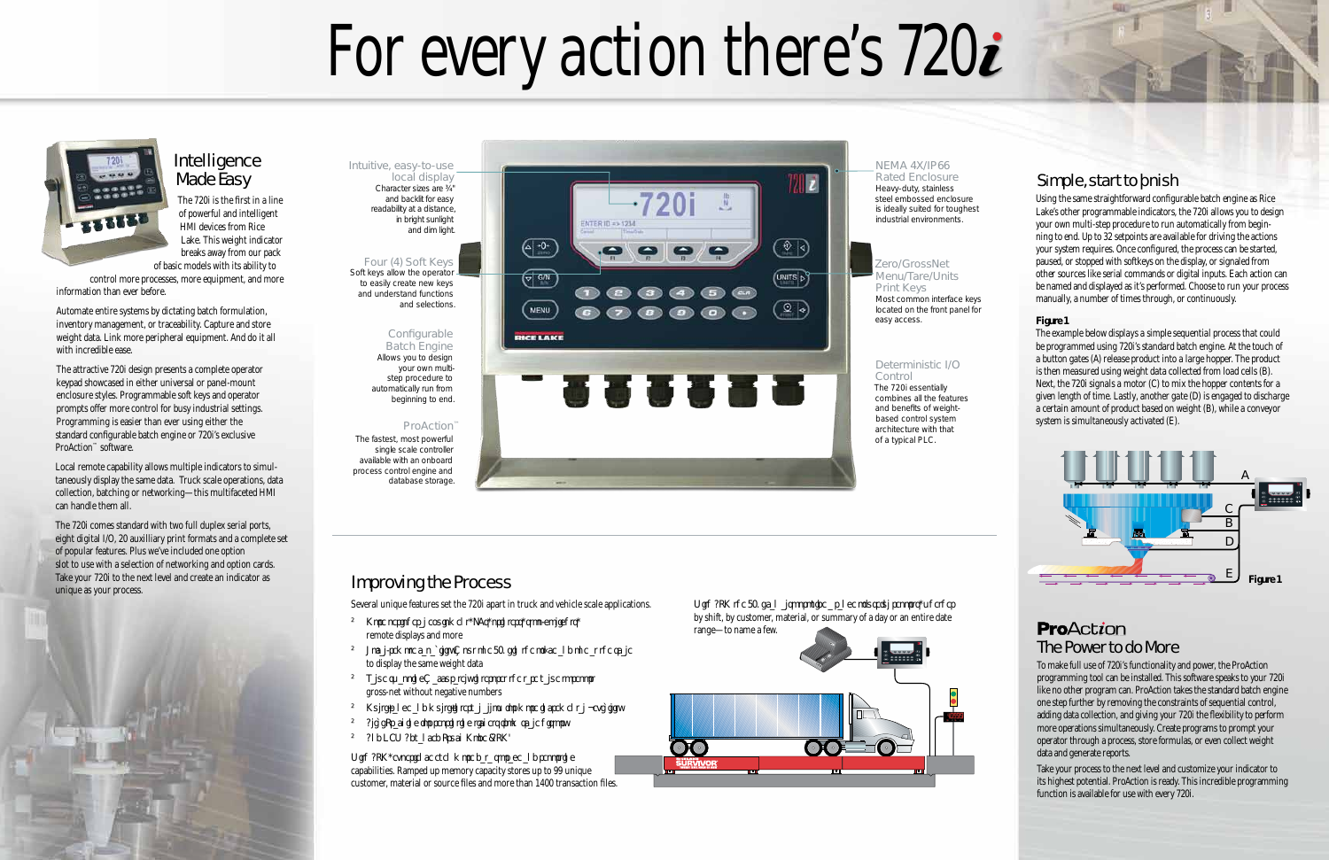# For every action there's 720*i*

## Intelligence Made Easy

The 720i is the first in a line of powerful and intelligent HMI devices from Rice Lake. This weight indicator breaks away from our pack of basic models with its ability to control more processes, more equipment, and more information than ever before.

Automate entire systems by dictating batch formulation, inventory management, or traceability. Capture and store weight data. Link more peripheral equipment. And do it all with incredible ease.

The attractive 720i design presents a complete operator keypad showcased in either universal or panel-mount enclosure styles. Programmable soft keys and operator prompts offer more control for busy industrial settings. Programming is easier than ever using either the standard configurable batch engine or 720i's exclusive ProAction™ software.

Local remote capability allows multiple indicators to simultaneously display the same data. Truck scale operations, data collection, batching or networking—this multifaceted HMI can handle them all.

The 720i comes standard with two full duplex serial ports, eight digital I/O, 20 auxilliary print formats and a complete set of popular features. Plus we've included one option slot to use with a selection of networking and option cards. Take your 720i to the next level and create an indicator as unique as your process.

**Intuitive, easy-to-use local display**
Character sizes are ¾" and backlit for easy readability at a distance, in bright sunlight and dim light.

**Four (4) Soft Keys**
Soft keys allow the operator to easily create new keys and understand functions and selections.

**Configurable Batch Engine**
Allows you to design your own multi-step procedure to automatically run from beginning to end.

**ProAction™**
The fastest, most powerful single scale controller available with an onboard process control engine and database storage.

**NEMA 4X/IP66 Rated Enclosure**
Heavy-duty, stainless steel embossed enclosure is ideally suited for toughest industrial environments.

**Zero/GrossNet Menu/Tare/Units Print Keys**
Most common interface keys located on the front panel for easy access.

**Deterministic I/O Control**
The 720i essentially combines all the features and benefits of weight-based control system architecture with that of a typical PLC.

## Simple, start to finish

Using the same straightforward configurable batch engine as Rice Lake's other programmable indicators, the 720i allows you to design your own multi-step procedure to run automatically from beginning to end. Up to 32 setpoints are available for driving the actions your system requires. Once configured, the process can be started, paused, or stopped with softkeys on the display, or signaled from other sources like serial commands or digital inputs. Each action can be named and displayed as it's performed. Choose to run your process manually, a number of times through, or continuously.

**Figure 1**
The example below displays a simple sequential process that could be programmed using 720i's standard batch engine. At the touch of a button gates (A) release product into a large hopper. The product is then measured using weight data collected from load cells (B). Next, the 720i signals a motor (C) to mix the hopper contents for a given length of time. Lastly, another gate (D) is engaged to discharge a certain amount of product based on weight (B), while a conveyor system is simultaneously activated (E).

A
C
B
D
E
**Figure 1**

## Improving the Process

Several unique features set the 720i apart in truck and vehicle scale applications.

- Kmpc ncpgnfcpcj cosgnk cr*NA@*npgj rcpd*cmm-emjgef rcd remote displays and more
- Jma j-pck mca n_`ggow; nsr mhc 50. ggj rfc mck-ac _ l bmhc _rfc cpa jc to display the same weight data
- T_jsc qu_mng eC_aas p_rcjwgj rcpmpr rfc r pct_jsc rmpomr gross-net without negative numbers
- Ksjrgrjc lec_l b ksjrgrjj rcpt_jjmu dhpk nprc gapck dr_j ~cvggjgw
- ?jgRp_aigle dhpccnprgj e rgaicrqdmk rcajcfgmnw
- ?l bLCU ?bt_l acb Rpsai Kmbc &RK'

Ugf ?RK*cvncpgnd acdcd l mpc b_r_ qmpe_ l bpcnmprgle capabilities. Ramped up memory capacity stores up to 99 unique customer, material or source files and more than 1400 transaction files.

Ugf ?RK rfc 50. ga_l _ jqmmpnrdc _p l ec nds cpdsj pcnmpnq*uf crf cp by shift, by customer, material, or summary of a day or an entire date range—to name a few.

## ProAction
### The Power to do More

To make full use of 720i's functionality and power, the ProAction programming tool can be installed. This software speaks to your 720i like no other program can. ProAction takes the standard batch engine one step further by removing the constraints of sequential control, adding data collection, and giving your 720i the flexibility to perform more operations simultaneously. Create programs to prompt your operator through a process, store formulas, or even collect weight data and generate reports.

Take your process to the next level and customize your indicator to its highest potential. ProAction is ready. This incredible programming function is available for use with every 720i.